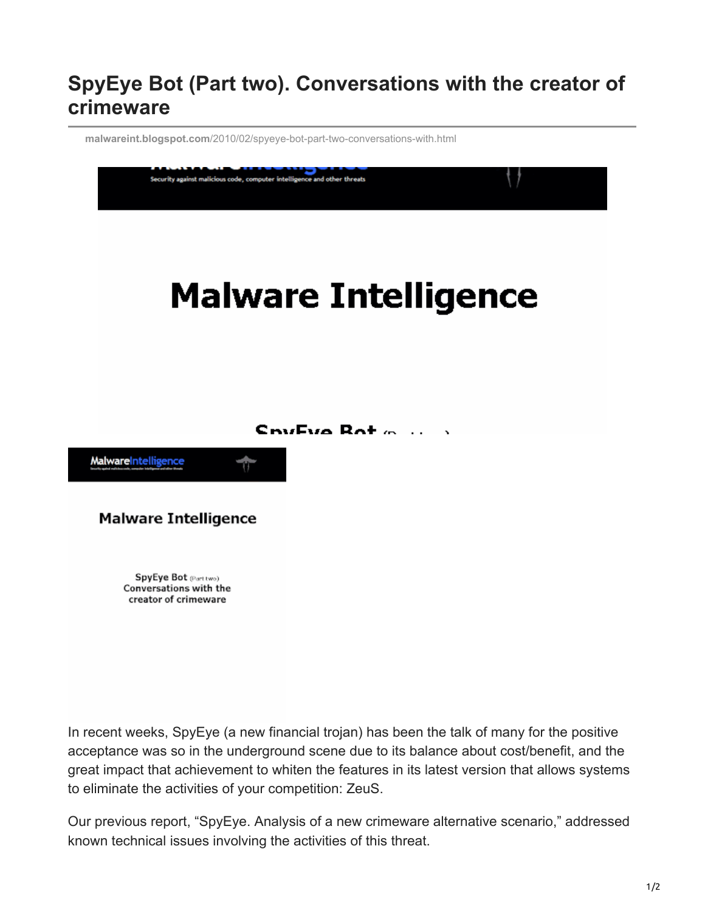# SpyEye Bot (Part two). Conversations with the creator of crimeware

malwareint.blogspot.com/2010/02/spyeye-bot-part-two-conversations-with.html

In recent weeks, SpyEye (a new financial trojan) has been the talk of many for the positive acceptance was so in the underground scene due to its balance about cost/benefit, and the great impact that achievement to whiten the features in its latest version that allows systems to eliminate the activities of your competition: ZeuS.

Our previous report, “SpyEye. Analysis of a new crimeware alternative scenario,” addressed known technical issues involving the activities of this threat.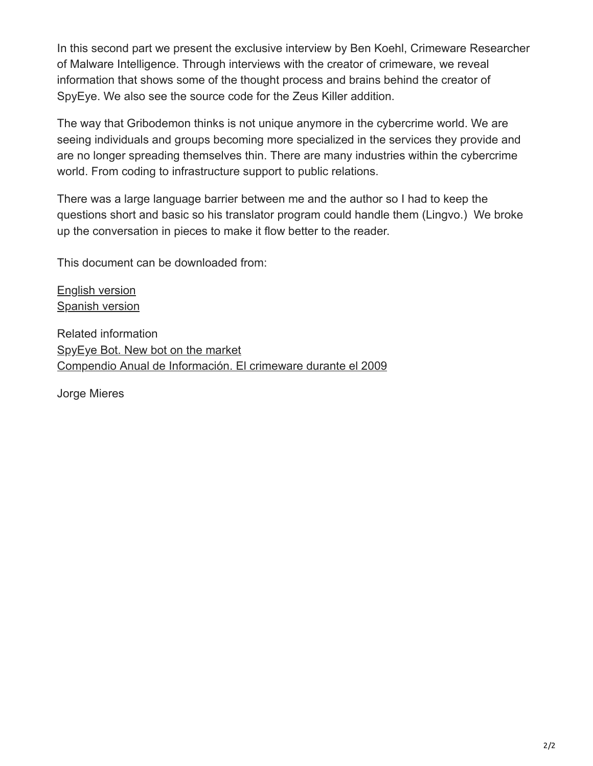In this second part we present the exclusive interview by Ben Koehl, Crimeware Researcher of Malware Intelligence. Through interviews with the creator of crimeware, we reveal information that shows some of the thought process and brains behind the creator of SpyEye. We also see the source code for the Zeus Killer addition.

The way that Gribodemon thinks is not unique anymore in the cybercrime world. We are seeing individuals and groups becoming more specialized in the services they provide and are no longer spreading themselves thin. There are many industries within the cybercrime world. From coding to infrastructure support to public relations.

There was a large language barrier between me and the author so I had to keep the questions short and basic so his translator program could handle them (Lingvo.)  We broke up the conversation in pieces to make it flow better to the reader.

This document can be downloaded from:

English version
Spanish version

Related information
SpyEye Bot. New bot on the market
Compendio Anual de Información. El crimeware durante el 2009

Jorge Mieres